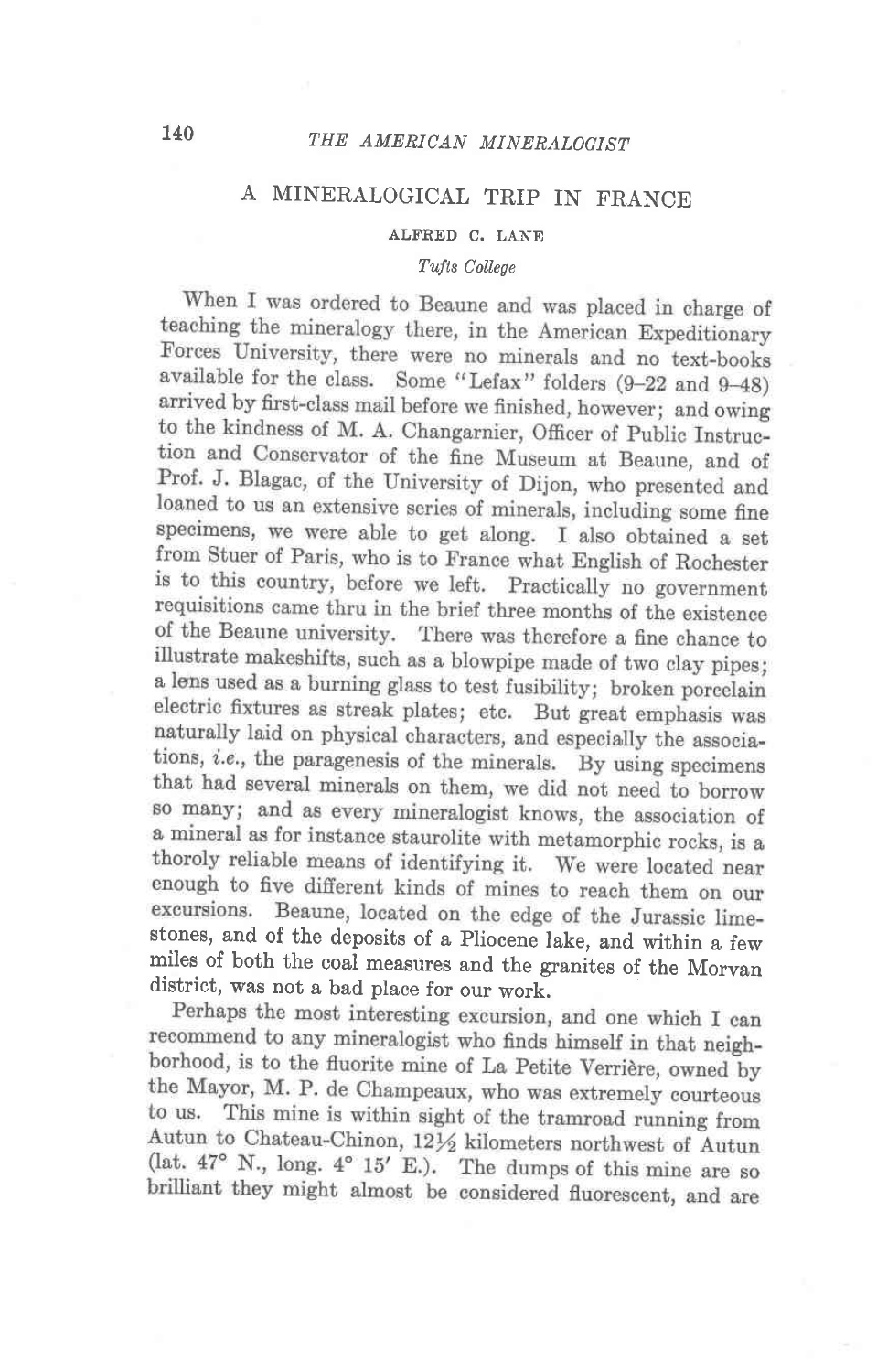# A MINERALOGICAL TRIP IN FRANCE

ALFRED C. LANE

*Tufts College*

When I was ordered to Beaune and was placed in charge of teaching the mineralogy there, in the American Expeditionary Forces University, there were no minerals and no text-books available for the class. Some "Lefax" folders (9–22 and 9–48) arrived by first-class mail before we finished, however; and owing to the kindness of M. A. Changarnier, Officer of Public Instruction and Conservator of the fine Museum at Beaune, and of Prof. J. Blagac, of the University of Dijon, who presented and loaned to us an extensive series of minerals, including some fine specimens, we were able to get along. I also obtained a set from Stuer of Paris, who is to France what English of Rochester is to this country, before we left. Practically no government requisitions came thru in the brief three months of the existence of the Beaune university. There was therefore a fine chance to illustrate makeshifts, such as a blowpipe made of two clay pipes; a lens used as a burning glass to test fusibility; broken porcelain electric fixtures as streak plates; etc. But great emphasis was naturally laid on physical characters, and especially the associations, *i.e.*, the paragenesis of the minerals. By using specimens that had several minerals on them, we did not need to borrow so many; and as every mineralogist knows, the association of a mineral as for instance staurolite with metamorphic rocks, is a thoroly reliable means of identifying it. We were located near enough to five different kinds of mines to reach them on our excursions. Beaune, located on the edge of the Jurassic limestones, and of the deposits of a Pliocene lake, and within a few miles of both the coal measures and the granites of the Morvan district, was not a bad place for our work.

Perhaps the most interesting excursion, and one which I can recommend to any mineralogist who finds himself in that neighborhood, is to the fluorite mine of La Petite Verrière, owned by the Mayor, M. P. de Champeaux, who was extremely courteous to us. This mine is within sight of the tramroad running from Autun to Chateau-Chinon, 12½ kilometers northwest of Autun (lat. 47° N., long. 4° 15′ E.). The dumps of this mine are so brilliant they might almost be considered fluorescent, and are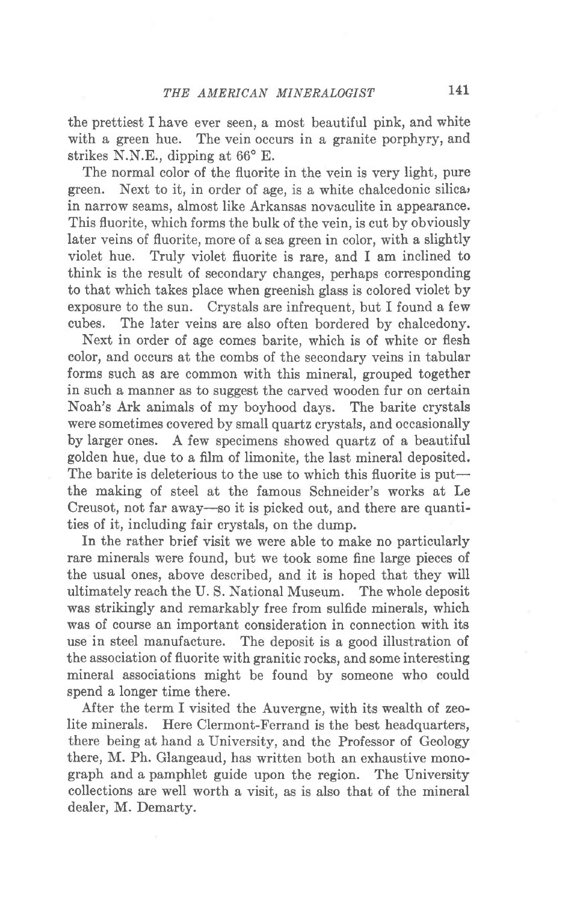the prettiest I have ever seen, a most beautiful pink, and white with a green hue. The vein occurs in a granite porphyry, and strikes N.N.E., dipping at 66° E.

The normal color of the fluorite in the vein is very light, pure green. Next to it, in order of age, is a white chalcedonic silica, in narrow seams, almost like Arkansas novaculite in appearance. This fluorite, which forms the bulk of the vein, is cut by obviously later veins of fluorite, more of a sea green in color, with a slightly violet hue. Truly violet fluorite is rare, and I am inclined to think is the result of secondary changes, perhaps corresponding to that which takes place when greenish glass is colored violet by exposure to the sun. Crystals are infrequent, but I found a few cubes. The later veins are also often bordered by chalcedony.

Next in order of age comes barite, which is of white or flesh color, and occurs at the combs of the secondary veins in tabular forms such as are common with this mineral, grouped together in such a manner as to suggest the carved wooden fur on certain Noah's Ark animals of my boyhood days. The barite crystals were sometimes covered by small quartz crystals, and occasionally by larger ones. A few specimens showed quartz of a beautiful golden hue, due to a film of limonite, the last mineral deposited. The barite is deleterious to the use to which this fluorite is put—the making of steel at the famous Schneider's works at Le Creusot, not far away—so it is picked out, and there are quantities of it, including fair crystals, on the dump.

In the rather brief visit we were able to make no particularly rare minerals were found, but we took some fine large pieces of the usual ones, above described, and it is hoped that they will ultimately reach the U. S. National Museum. The whole deposit was strikingly and remarkably free from sulfide minerals, which was of course an important consideration in connection with its use in steel manufacture. The deposit is a good illustration of the association of fluorite with granitic rocks, and some interesting mineral associations might be found by someone who could spend a longer time there.

After the term I visited the Auvergne, with its wealth of zeolite minerals. Here Clermont-Ferrand is the best headquarters, there being at hand a University, and the Professor of Geology there, M. Ph. Glangeaud, has written both an exhaustive monograph and a pamphlet guide upon the region. The University collections are well worth a visit, as is also that of the mineral dealer, M. Demarty.